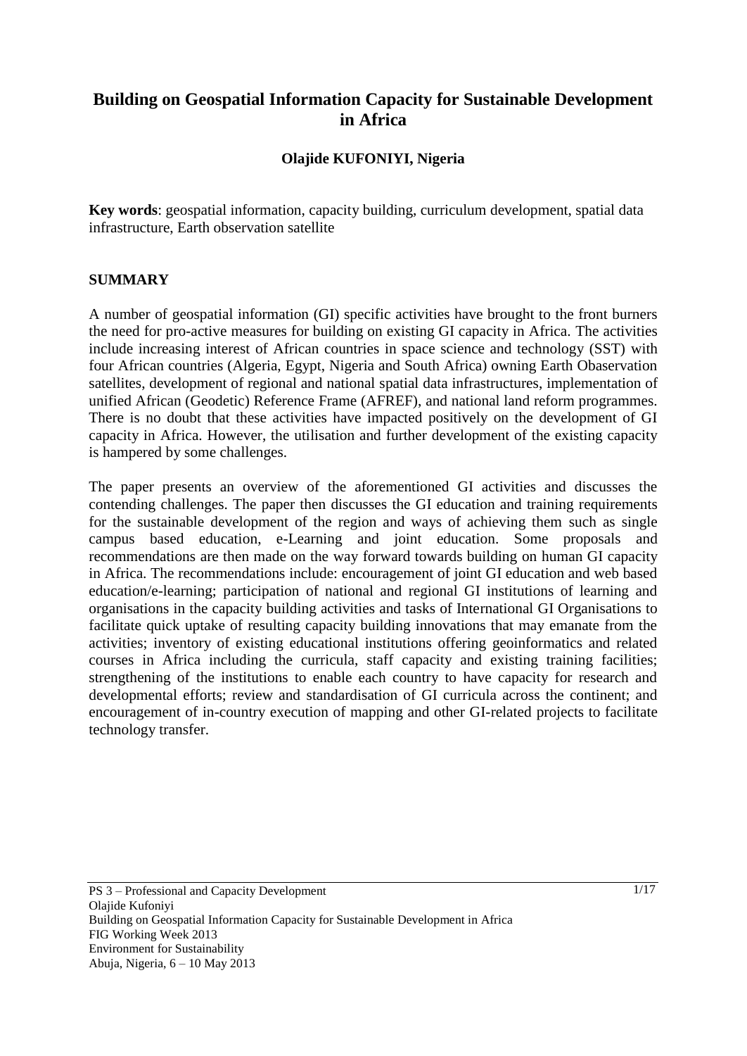# Building on Geospatial Information Capacity for Sustainable Development in Africa

**Olajide KUFONIYI, Nigeria**

**Key words**: geospatial information, capacity building, curriculum development, spatial data infrastructure, Earth observation satellite

## SUMMARY

A number of geospatial information (GI) specific activities have brought to the front burners the need for pro-active measures for building on existing GI capacity in Africa. The activities include increasing interest of African countries in space science and technology (SST) with four African countries (Algeria, Egypt, Nigeria and South Africa) owning Earth Obaservation satellites, development of regional and national spatial data infrastructures, implementation of unified African (Geodetic) Reference Frame (AFREF), and national land reform programmes. There is no doubt that these activities have impacted positively on the development of GI capacity in Africa. However, the utilisation and further development of the existing capacity is hampered by some challenges.

The paper presents an overview of the aforementioned GI activities and discusses the contending challenges. The paper then discusses the GI education and training requirements for the sustainable development of the region and ways of achieving them such as single campus based education, e-Learning and joint education. Some proposals and recommendations are then made on the way forward towards building on human GI capacity in Africa. The recommendations include: encouragement of joint GI education and web based education/e-learning; participation of national and regional GI institutions of learning and organisations in the capacity building activities and tasks of International GI Organisations to facilitate quick uptake of resulting capacity building innovations that may emanate from the activities; inventory of existing educational institutions offering geoinformatics and related courses in Africa including the curricula, staff capacity and existing training facilities; strengthening of the institutions to enable each country to have capacity for research and developmental efforts; review and standardisation of GI curricula across the continent; and encouragement of in-country execution of mapping and other GI-related projects to facilitate technology transfer.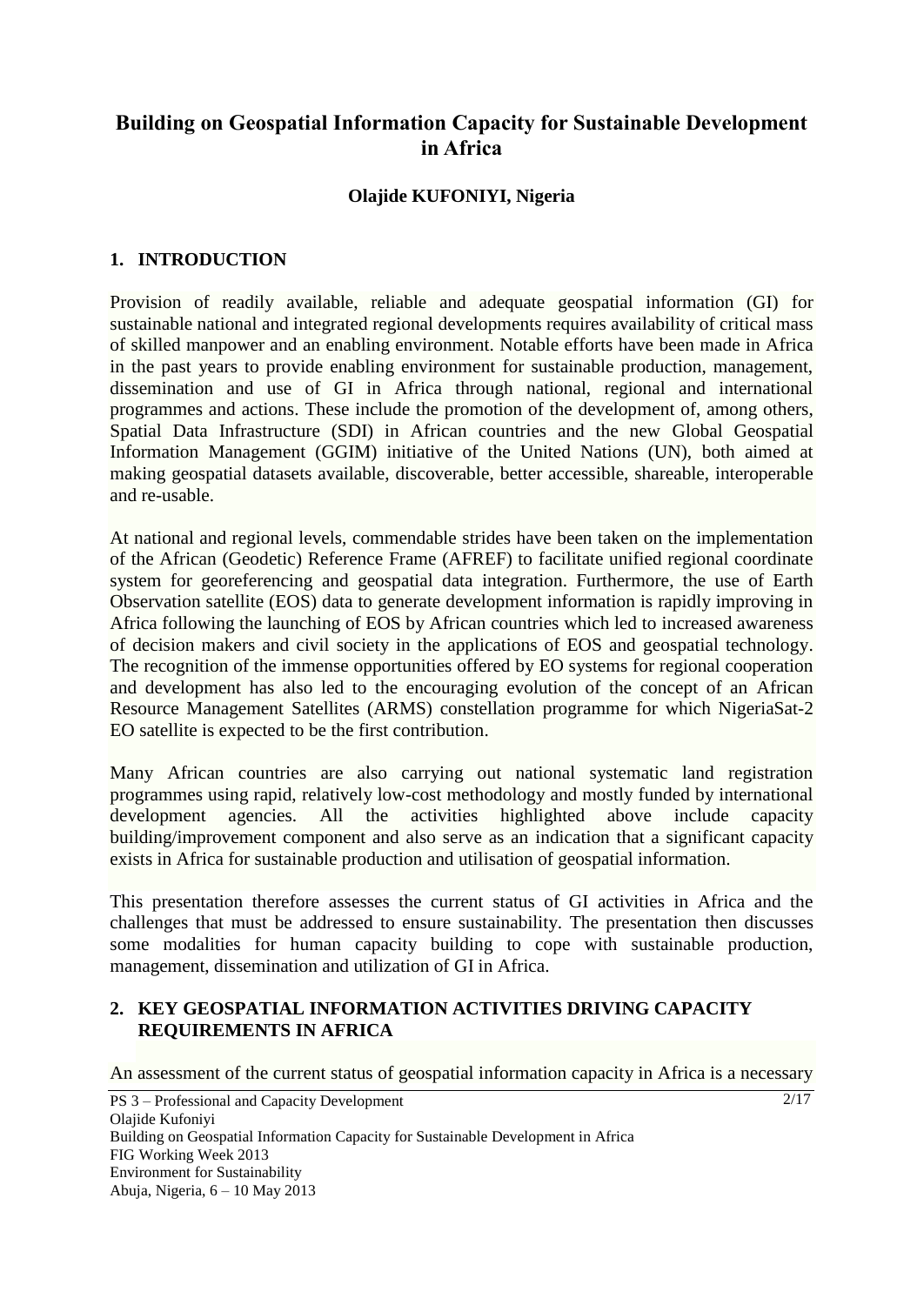# Building on Geospatial Information Capacity for Sustainable Development in Africa

**Olajide KUFONIYI, Nigeria**

## 1. INTRODUCTION

Provision of readily available, reliable and adequate geospatial information (GI) for sustainable national and integrated regional developments requires availability of critical mass of skilled manpower and an enabling environment. Notable efforts have been made in Africa in the past years to provide enabling environment for sustainable production, management, dissemination and use of GI in Africa through national, regional and international programmes and actions. These include the promotion of the development of, among others, Spatial Data Infrastructure (SDI) in African countries and the new Global Geospatial Information Management (GGIM) initiative of the United Nations (UN), both aimed at making geospatial datasets available, discoverable, better accessible, shareable, interoperable and re-usable.

At national and regional levels, commendable strides have been taken on the implementation of the African (Geodetic) Reference Frame (AFREF) to facilitate unified regional coordinate system for georeferencing and geospatial data integration. Furthermore, the use of Earth Observation satellite (EOS) data to generate development information is rapidly improving in Africa following the launching of EOS by African countries which led to increased awareness of decision makers and civil society in the applications of EOS and geospatial technology. The recognition of the immense opportunities offered by EO systems for regional cooperation and development has also led to the encouraging evolution of the concept of an African Resource Management Satellites (ARMS) constellation programme for which NigeriaSat-2 EO satellite is expected to be the first contribution.

Many African countries are also carrying out national systematic land registration programmes using rapid, relatively low-cost methodology and mostly funded by international development agencies. All the activities highlighted above include capacity building/improvement component and also serve as an indication that a significant capacity exists in Africa for sustainable production and utilisation of geospatial information.

This presentation therefore assesses the current status of GI activities in Africa and the challenges that must be addressed to ensure sustainability. The presentation then discusses some modalities for human capacity building to cope with sustainable production, management, dissemination and utilization of GI in Africa.

## 2. KEY GEOSPATIAL INFORMATION ACTIVITIES DRIVING CAPACITY REQUIREMENTS IN AFRICA

An assessment of the current status of geospatial information capacity in Africa is a necessary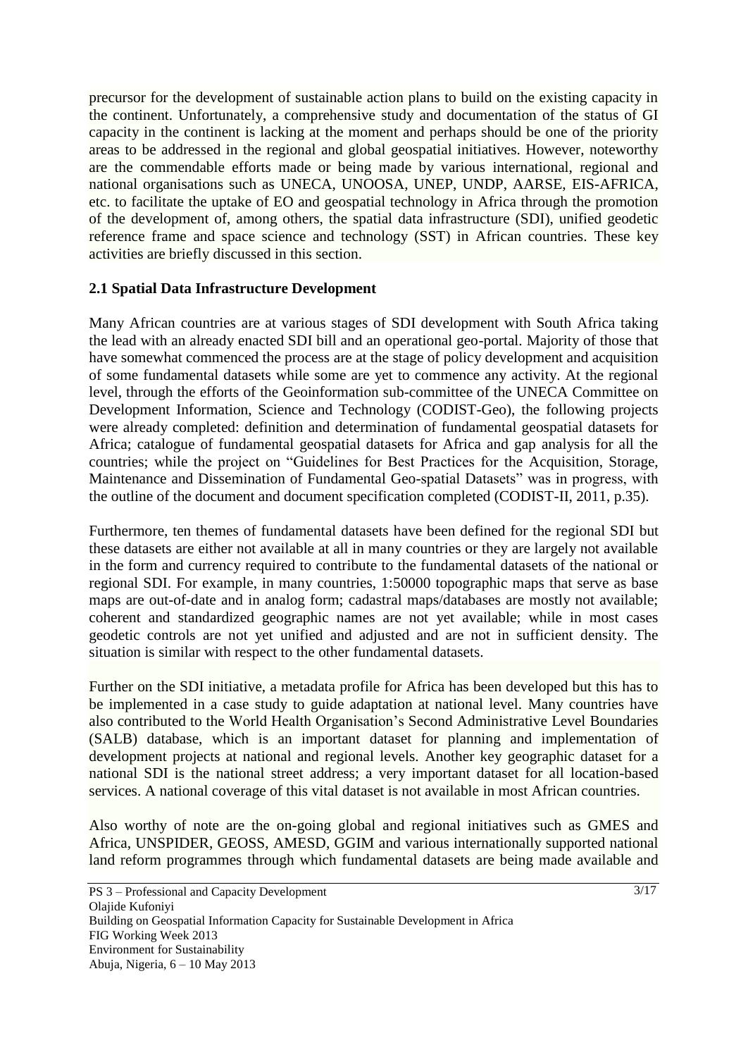precursor for the development of sustainable action plans to build on the existing capacity in the continent. Unfortunately, a comprehensive study and documentation of the status of GI capacity in the continent is lacking at the moment and perhaps should be one of the priority areas to be addressed in the regional and global geospatial initiatives. However, noteworthy are the commendable efforts made or being made by various international, regional and national organisations such as UNECA, UNOOSA, UNEP, UNDP, AARSE, EIS-AFRICA, etc. to facilitate the uptake of EO and geospatial technology in Africa through the promotion of the development of, among others, the spatial data infrastructure (SDI), unified geodetic reference frame and space science and technology (SST) in African countries. These key activities are briefly discussed in this section.

## 2.1 Spatial Data Infrastructure Development

Many African countries are at various stages of SDI development with South Africa taking the lead with an already enacted SDI bill and an operational geo-portal. Majority of those that have somewhat commenced the process are at the stage of policy development and acquisition of some fundamental datasets while some are yet to commence any activity. At the regional level, through the efforts of the Geoinformation sub-committee of the UNECA Committee on Development Information, Science and Technology (CODIST-Geo), the following projects were already completed: definition and determination of fundamental geospatial datasets for Africa; catalogue of fundamental geospatial datasets for Africa and gap analysis for all the countries; while the project on "Guidelines for Best Practices for the Acquisition, Storage, Maintenance and Dissemination of Fundamental Geo-spatial Datasets" was in progress, with the outline of the document and document specification completed (CODIST-II, 2011, p.35).

Furthermore, ten themes of fundamental datasets have been defined for the regional SDI but these datasets are either not available at all in many countries or they are largely not available in the form and currency required to contribute to the fundamental datasets of the national or regional SDI. For example, in many countries, 1:50000 topographic maps that serve as base maps are out-of-date and in analog form; cadastral maps/databases are mostly not available; coherent and standardized geographic names are not yet available; while in most cases geodetic controls are not yet unified and adjusted and are not in sufficient density. The situation is similar with respect to the other fundamental datasets.

Further on the SDI initiative, a metadata profile for Africa has been developed but this has to be implemented in a case study to guide adaptation at national level. Many countries have also contributed to the World Health Organisation's Second Administrative Level Boundaries (SALB) database, which is an important dataset for planning and implementation of development projects at national and regional levels. Another key geographic dataset for a national SDI is the national street address; a very important dataset for all location-based services. A national coverage of this vital dataset is not available in most African countries.

Also worthy of note are the on-going global and regional initiatives such as GMES and Africa, UNSPIDER, GEOSS, AMESD, GGIM and various internationally supported national land reform programmes through which fundamental datasets are being made available and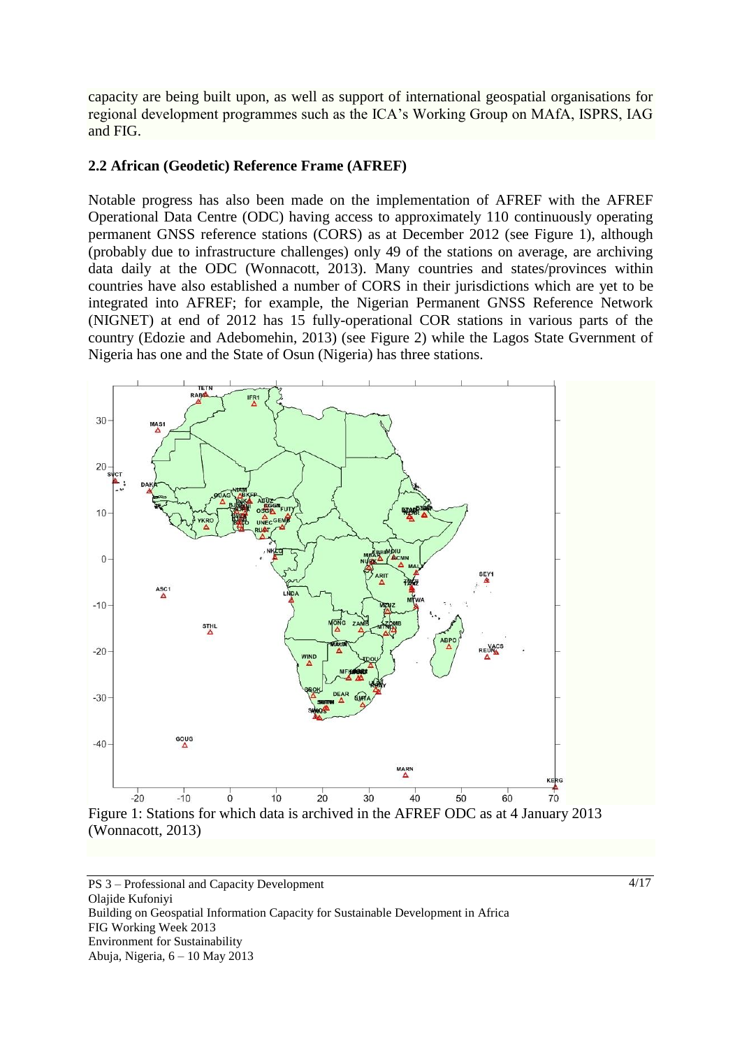capacity are being built upon, as well as support of international geospatial organisations for regional development programmes such as the ICA's Working Group on MAfA, ISPRS, IAG and FIG.

### 2.2 African (Geodetic) Reference Frame (AFREF)

Notable progress has also been made on the implementation of AFREF with the AFREF Operational Data Centre (ODC) having access to approximately 110 continuously operating permanent GNSS reference stations (CORS) as at December 2012 (see Figure 1), although (probably due to infrastructure challenges) only 49 of the stations on average, are archiving data daily at the ODC (Wonnacott, 2013). Many countries and states/provinces within countries have also established a number of CORS in their jurisdictions which are yet to be integrated into AFREF; for example, the Nigerian Permanent GNSS Reference Network (NIGNET) at end of 2012 has 15 fully-operational COR stations in various parts of the country (Edozie and Adebomehin, 2013) (see Figure 2) while the Lagos State Gvernment of Nigeria has one and the State of Osun (Nigeria) has three stations.

Figure 1: Stations for which data is archived in the AFREF ODC as at 4 January 2013 (Wonnacott, 2013)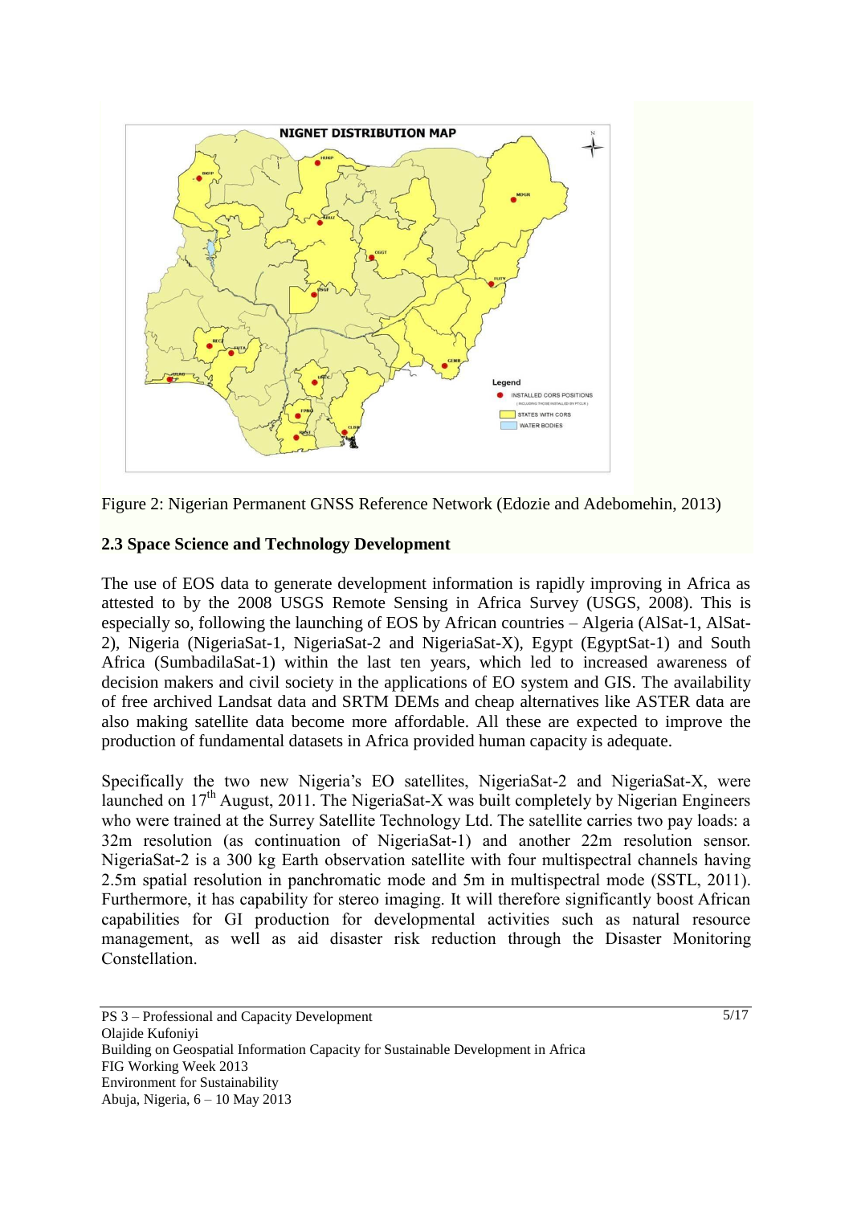Figure 2: Nigerian Permanent GNSS Reference Network (Edozie and Adebomehin, 2013)

## 2.3 Space Science and Technology Development

The use of EOS data to generate development information is rapidly improving in Africa as attested to by the 2008 USGS Remote Sensing in Africa Survey (USGS, 2008). This is especially so, following the launching of EOS by African countries – Algeria (AlSat-1, AlSat-2), Nigeria (NigeriaSat-1, NigeriaSat-2 and NigeriaSat-X), Egypt (EgyptSat-1) and South Africa (SumbadilaSat-1) within the last ten years, which led to increased awareness of decision makers and civil society in the applications of EO system and GIS. The availability of free archived Landsat data and SRTM DEMs and cheap alternatives like ASTER data are also making satellite data become more affordable. All these are expected to improve the production of fundamental datasets in Africa provided human capacity is adequate.

Specifically the two new Nigeria's EO satellites, NigeriaSat-2 and NigeriaSat-X, were launched on 17th August, 2011. The NigeriaSat-X was built completely by Nigerian Engineers who were trained at the Surrey Satellite Technology Ltd. The satellite carries two pay loads: a 32m resolution (as continuation of NigeriaSat-1) and another 22m resolution sensor. NigeriaSat-2 is a 300 kg Earth observation satellite with four multispectral channels having 2.5m spatial resolution in panchromatic mode and 5m in multispectral mode (SSTL, 2011). Furthermore, it has capability for stereo imaging. It will therefore significantly boost African capabilities for GI production for developmental activities such as natural resource management, as well as aid disaster risk reduction through the Disaster Monitoring Constellation.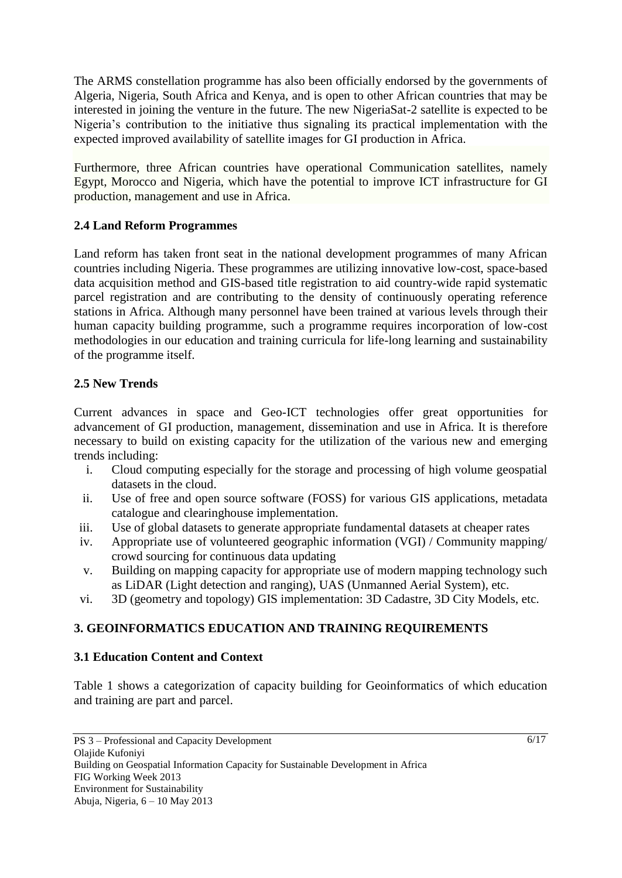The ARMS constellation programme has also been officially endorsed by the governments of Algeria, Nigeria, South Africa and Kenya, and is open to other African countries that may be interested in joining the venture in the future. The new NigeriaSat-2 satellite is expected to be Nigeria's contribution to the initiative thus signaling its practical implementation with the expected improved availability of satellite images for GI production in Africa.

Furthermore, three African countries have operational Communication satellites, namely Egypt, Morocco and Nigeria, which have the potential to improve ICT infrastructure for GI production, management and use in Africa.

### 2.4 Land Reform Programmes

Land reform has taken front seat in the national development programmes of many African countries including Nigeria. These programmes are utilizing innovative low-cost, space-based data acquisition method and GIS-based title registration to aid country-wide rapid systematic parcel registration and are contributing to the density of continuously operating reference stations in Africa. Although many personnel have been trained at various levels through their human capacity building programme, such a programme requires incorporation of low-cost methodologies in our education and training curricula for life-long learning and sustainability of the programme itself.

### 2.5 New Trends

Current advances in space and Geo-ICT technologies offer great opportunities for advancement of GI production, management, dissemination and use in Africa. It is therefore necessary to build on existing capacity for the utilization of the various new and emerging trends including:

i. Cloud computing especially for the storage and processing of high volume geospatial datasets in the cloud.
ii. Use of free and open source software (FOSS) for various GIS applications, metadata catalogue and clearinghouse implementation.
iii. Use of global datasets to generate appropriate fundamental datasets at cheaper rates
iv. Appropriate use of volunteered geographic information (VGI) / Community mapping/ crowd sourcing for continuous data updating
v. Building on mapping capacity for appropriate use of modern mapping technology such as LiDAR (Light detection and ranging), UAS (Unmanned Aerial System), etc.
vi. 3D (geometry and topology) GIS implementation: 3D Cadastre, 3D City Models, etc.

## 3. GEOINFORMATICS EDUCATION AND TRAINING REQUIREMENTS

### 3.1 Education Content and Context

Table 1 shows a categorization of capacity building for Geoinformatics of which education and training are part and parcel.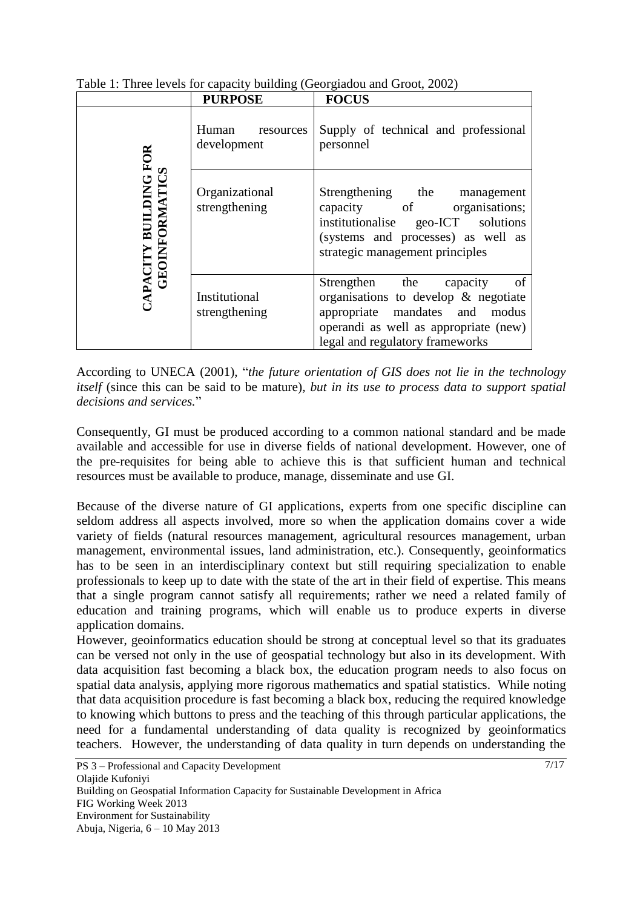Table 1: Three levels for capacity building (Georgiadou and Groot, 2002)

| | **PURPOSE** | **FOCUS** |
|---|---|---|
| **CAPACITY BUILDING FOR GEOINFORMATICS** | Human resources development | Supply of technical and professional personnel |
| | Organizational strengthening | Strengthening the management capacity of organisations; institutionalise geo-ICT solutions (systems and processes) as well as strategic management principles |
| | Institutional strengthening | Strengthen the capacity of organisations to develop & negotiate appropriate mandates and modus operandi as well as appropriate (new) legal and regulatory frameworks |

According to UNECA (2001), "*the future orientation of GIS does not lie in the technology itself* (since this can be said to be mature)*, but in its use to process data to support spatial decisions and services.*"

Consequently, GI must be produced according to a common national standard and be made available and accessible for use in diverse fields of national development. However, one of the pre-requisites for being able to achieve this is that sufficient human and technical resources must be available to produce, manage, disseminate and use GI.

Because of the diverse nature of GI applications, experts from one specific discipline can seldom address all aspects involved, more so when the application domains cover a wide variety of fields (natural resources management, agricultural resources management, urban management, environmental issues, land administration, etc.). Consequently, geoinformatics has to be seen in an interdisciplinary context but still requiring specialization to enable professionals to keep up to date with the state of the art in their field of expertise. This means that a single program cannot satisfy all requirements; rather we need a related family of education and training programs, which will enable us to produce experts in diverse application domains.

However, geoinformatics education should be strong at conceptual level so that its graduates can be versed not only in the use of geospatial technology but also in its development. With data acquisition fast becoming a black box, the education program needs to also focus on spatial data analysis, applying more rigorous mathematics and spatial statistics. While noting that data acquisition procedure is fast becoming a black box, reducing the required knowledge to knowing which buttons to press and the teaching of this through particular applications, the need for a fundamental understanding of data quality is recognized by geoinformatics teachers. However, the understanding of data quality in turn depends on understanding the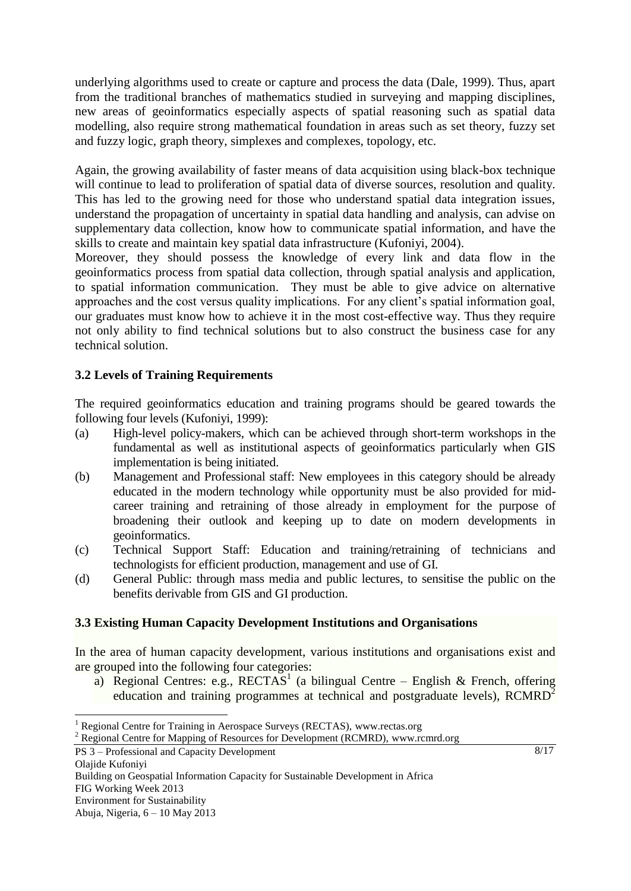underlying algorithms used to create or capture and process the data (Dale, 1999). Thus, apart from the traditional branches of mathematics studied in surveying and mapping disciplines, new areas of geoinformatics especially aspects of spatial reasoning such as spatial data modelling, also require strong mathematical foundation in areas such as set theory, fuzzy set and fuzzy logic, graph theory, simplexes and complexes, topology, etc.

Again, the growing availability of faster means of data acquisition using black-box technique will continue to lead to proliferation of spatial data of diverse sources, resolution and quality. This has led to the growing need for those who understand spatial data integration issues, understand the propagation of uncertainty in spatial data handling and analysis, can advise on supplementary data collection, know how to communicate spatial information, and have the skills to create and maintain key spatial data infrastructure (Kufoniyi, 2004).

Moreover, they should possess the knowledge of every link and data flow in the geoinformatics process from spatial data collection, through spatial analysis and application, to spatial information communication. They must be able to give advice on alternative approaches and the cost versus quality implications. For any client's spatial information goal, our graduates must know how to achieve it in the most cost-effective way. Thus they require not only ability to find technical solutions but to also construct the business case for any technical solution.

### 3.2 Levels of Training Requirements

The required geoinformatics education and training programs should be geared towards the following four levels (Kufoniyi, 1999):

(a) High-level policy-makers, which can be achieved through short-term workshops in the fundamental as well as institutional aspects of geoinformatics particularly when GIS implementation is being initiated.

(b) Management and Professional staff: New employees in this category should be already educated in the modern technology while opportunity must be also provided for mid-career training and retraining of those already in employment for the purpose of broadening their outlook and keeping up to date on modern developments in geoinformatics.

(c) Technical Support Staff: Education and training/retraining of technicians and technologists for efficient production, management and use of GI.

(d) General Public: through mass media and public lectures, to sensitise the public on the benefits derivable from GIS and GI production.

### 3.3 Existing Human Capacity Development Institutions and Organisations

In the area of human capacity development, various institutions and organisations exist and are grouped into the following four categories:

a) Regional Centres: e.g., RECTAS[1] (a bilingual Centre – English & French, offering education and training programmes at technical and postgraduate levels), RCMRD[2]

[1] Regional Centre for Training in Aerospace Surveys (RECTAS), www.rectas.org

[2] Regional Centre for Mapping of Resources for Development (RCMRD), www.rcmrd.org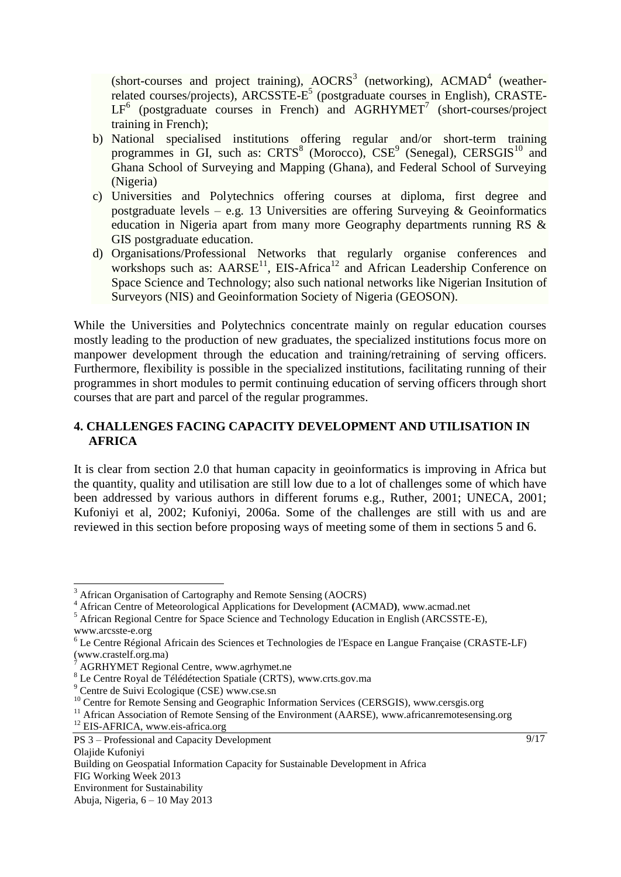(short-courses and project training), AOCRS[3] (networking), ACMAD[4] (weather-related courses/projects), ARCSSTE-E[5] (postgraduate courses in English), CRASTE-LF[6] (postgraduate courses in French) and AGRHYMET[7] (short-courses/project training in French);

b) National specialised institutions offering regular and/or short-term training programmes in GI, such as: CRTS[8] (Morocco), CSE[9] (Senegal), CERSGIS[10] and Ghana School of Surveying and Mapping (Ghana), and Federal School of Surveying (Nigeria)

c) Universities and Polytechnics offering courses at diploma, first degree and postgraduate levels – e.g. 13 Universities are offering Surveying & Geoinformatics education in Nigeria apart from many more Geography departments running RS & GIS postgraduate education.

d) Organisations/Professional Networks that regularly organise conferences and workshops such as: AARSE[11], EIS-Africa[12] and African Leadership Conference on Space Science and Technology; also such national networks like Nigerian Insitution of Surveyors (NIS) and Geoinformation Society of Nigeria (GEOSON).

While the Universities and Polytechnics concentrate mainly on regular education courses mostly leading to the production of new graduates, the specialized institutions focus more on manpower development through the education and training/retraining of serving officers. Furthermore, flexibility is possible in the specialized institutions, facilitating running of their programmes in short modules to permit continuing education of serving officers through short courses that are part and parcel of the regular programmes.

## 4. CHALLENGES FACING CAPACITY DEVELOPMENT AND UTILISATION IN AFRICA

It is clear from section 2.0 that human capacity in geoinformatics is improving in Africa but the quantity, quality and utilisation are still low due to a lot of challenges some of which have been addressed by various authors in different forums e.g., Ruther, 2001; UNECA, 2001; Kufoniyi et al, 2002; Kufoniyi, 2006a. Some of the challenges are still with us and are reviewed in this section before proposing ways of meeting some of them in sections 5 and 6.

---

[3] African Organisation of Cartography and Remote Sensing (AOCRS)

[4] African Centre of Meteorological Applications for Development **(**ACMAD**)**, www.acmad.net

[5] African Regional Centre for Space Science and Technology Education in English (ARCSSTE-E), www.arcsste-e.org

[6] Le Centre Régional Africain des Sciences et Technologies de l'Espace en Langue Française (CRASTE-LF) (www.crastelf.org.ma)

[7] AGRHYMET Regional Centre, www.agrhymet.ne

[8] Le Centre Royal de Télédétection Spatiale (CRTS), www.crts.gov.ma

[9] Centre de Suivi Ecologique (CSE) www.cse.sn

[10] Centre for Remote Sensing and Geographic Information Services (CERSGIS), www.cersgis.org

[11] African Association of Remote Sensing of the Environment (AARSE), www.africanremotesensing.org

[12] EIS-AFRICA, www.eis-africa.org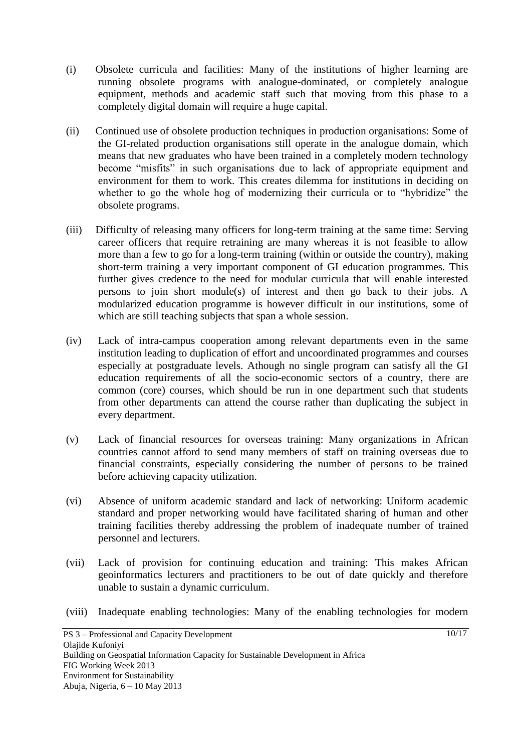(i) Obsolete curricula and facilities: Many of the institutions of higher learning are running obsolete programs with analogue-dominated, or completely analogue equipment, methods and academic staff such that moving from this phase to a completely digital domain will require a huge capital.

(ii) Continued use of obsolete production techniques in production organisations: Some of the GI-related production organisations still operate in the analogue domain, which means that new graduates who have been trained in a completely modern technology become "misfits" in such organisations due to lack of appropriate equipment and environment for them to work. This creates dilemma for institutions in deciding on whether to go the whole hog of modernizing their curricula or to "hybridize" the obsolete programs.

(iii) Difficulty of releasing many officers for long-term training at the same time: Serving career officers that require retraining are many whereas it is not feasible to allow more than a few to go for a long-term training (within or outside the country), making short-term training a very important component of GI education programmes. This further gives credence to the need for modular curricula that will enable interested persons to join short module(s) of interest and then go back to their jobs. A modularized education programme is however difficult in our institutions, some of which are still teaching subjects that span a whole session.

(iv) Lack of intra-campus cooperation among relevant departments even in the same institution leading to duplication of effort and uncoordinated programmes and courses especially at postgraduate levels. Athough no single program can satisfy all the GI education requirements of all the socio-economic sectors of a country, there are common (core) courses, which should be run in one department such that students from other departments can attend the course rather than duplicating the subject in every department.

(v) Lack of financial resources for overseas training: Many organizations in African countries cannot afford to send many members of staff on training overseas due to financial constraints, especially considering the number of persons to be trained before achieving capacity utilization.

(vi) Absence of uniform academic standard and lack of networking: Uniform academic standard and proper networking would have facilitated sharing of human and other training facilities thereby addressing the problem of inadequate number of trained personnel and lecturers.

(vii) Lack of provision for continuing education and training: This makes African geoinformatics lecturers and practitioners to be out of date quickly and therefore unable to sustain a dynamic curriculum.

(viii) Inadequate enabling technologies: Many of the enabling technologies for modern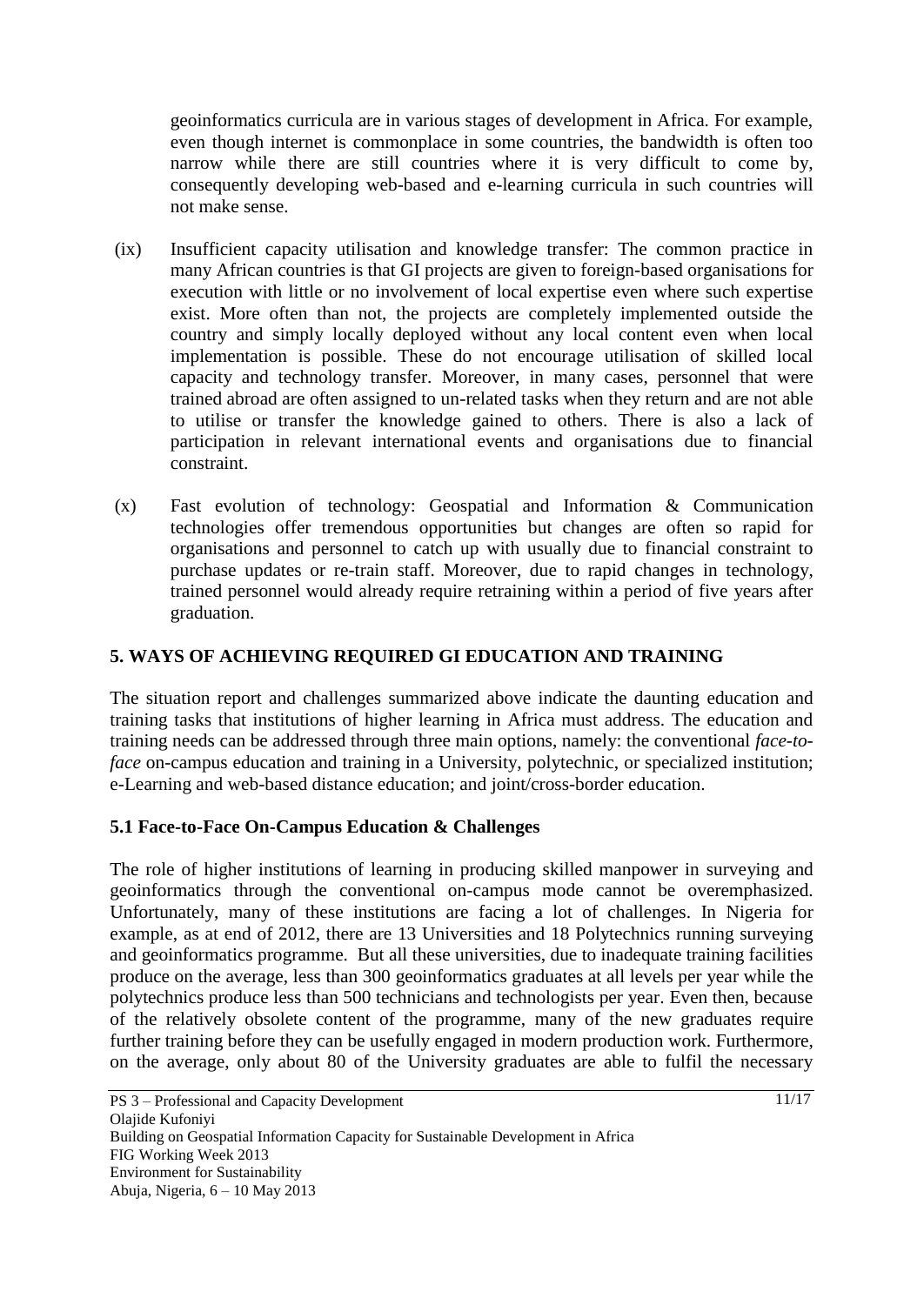geoinformatics curricula are in various stages of development in Africa. For example, even though internet is commonplace in some countries, the bandwidth is often too narrow while there are still countries where it is very difficult to come by, consequently developing web-based and e-learning curricula in such countries will not make sense.

(ix) Insufficient capacity utilisation and knowledge transfer: The common practice in many African countries is that GI projects are given to foreign-based organisations for execution with little or no involvement of local expertise even where such expertise exist. More often than not, the projects are completely implemented outside the country and simply locally deployed without any local content even when local implementation is possible. These do not encourage utilisation of skilled local capacity and technology transfer. Moreover, in many cases, personnel that were trained abroad are often assigned to un-related tasks when they return and are not able to utilise or transfer the knowledge gained to others. There is also a lack of participation in relevant international events and organisations due to financial constraint.

(x) Fast evolution of technology: Geospatial and Information & Communication technologies offer tremendous opportunities but changes are often so rapid for organisations and personnel to catch up with usually due to financial constraint to purchase updates or re-train staff. Moreover, due to rapid changes in technology, trained personnel would already require retraining within a period of five years after graduation.

## 5. WAYS OF ACHIEVING REQUIRED GI EDUCATION AND TRAINING

The situation report and challenges summarized above indicate the daunting education and training tasks that institutions of higher learning in Africa must address. The education and training needs can be addressed through three main options, namely: the conventional *face-to-face* on-campus education and training in a University, polytechnic, or specialized institution; e-Learning and web-based distance education; and joint/cross-border education.

### 5.1 Face-to-Face On-Campus Education & Challenges

The role of higher institutions of learning in producing skilled manpower in surveying and geoinformatics through the conventional on-campus mode cannot be overemphasized. Unfortunately, many of these institutions are facing a lot of challenges. In Nigeria for example, as at end of 2012, there are 13 Universities and 18 Polytechnics running surveying and geoinformatics programme. But all these universities, due to inadequate training facilities produce on the average, less than 300 geoinformatics graduates at all levels per year while the polytechnics produce less than 500 technicians and technologists per year. Even then, because of the relatively obsolete content of the programme, many of the new graduates require further training before they can be usefully engaged in modern production work. Furthermore, on the average, only about 80 of the University graduates are able to fulfil the necessary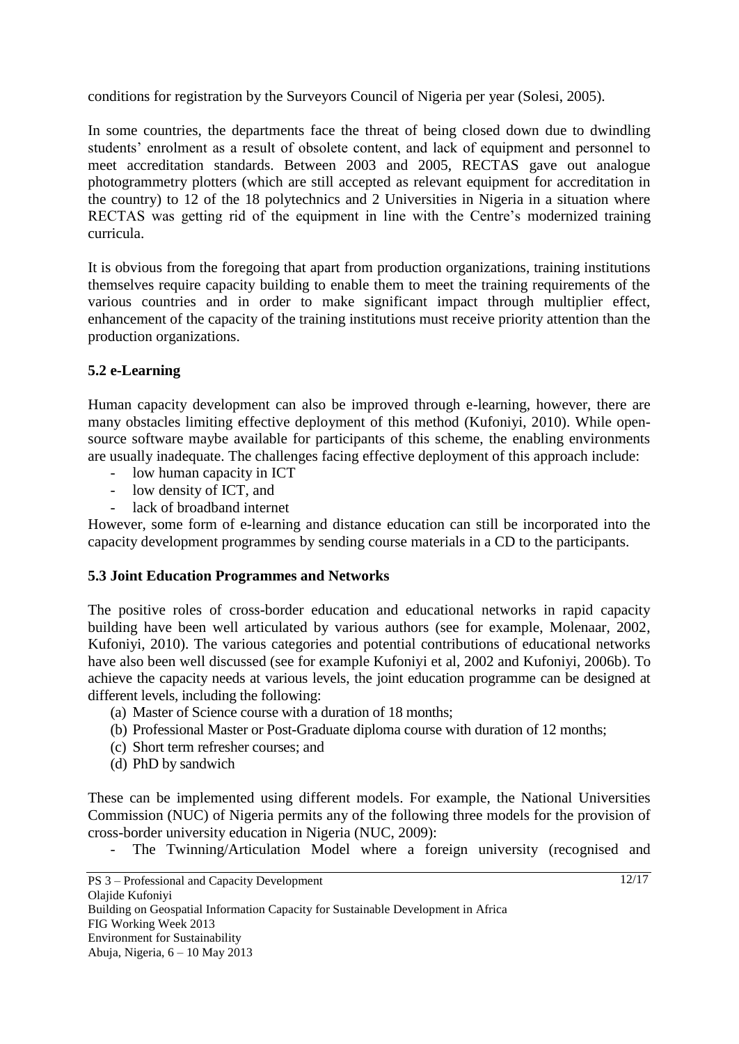conditions for registration by the Surveyors Council of Nigeria per year (Solesi, 2005).

In some countries, the departments face the threat of being closed down due to dwindling students' enrolment as a result of obsolete content, and lack of equipment and personnel to meet accreditation standards. Between 2003 and 2005, RECTAS gave out analogue photogrammetry plotters (which are still accepted as relevant equipment for accreditation in the country) to 12 of the 18 polytechnics and 2 Universities in Nigeria in a situation where RECTAS was getting rid of the equipment in line with the Centre's modernized training curricula.

It is obvious from the foregoing that apart from production organizations, training institutions themselves require capacity building to enable them to meet the training requirements of the various countries and in order to make significant impact through multiplier effect, enhancement of the capacity of the training institutions must receive priority attention than the production organizations.

### 5.2 e-Learning

Human capacity development can also be improved through e-learning, however, there are many obstacles limiting effective deployment of this method (Kufoniyi, 2010). While open-source software maybe available for participants of this scheme, the enabling environments are usually inadequate. The challenges facing effective deployment of this approach include:

- low human capacity in ICT
- low density of ICT, and
- lack of broadband internet

However, some form of e-learning and distance education can still be incorporated into the capacity development programmes by sending course materials in a CD to the participants.

### 5.3 Joint Education Programmes and Networks

The positive roles of cross-border education and educational networks in rapid capacity building have been well articulated by various authors (see for example, Molenaar, 2002, Kufoniyi, 2010). The various categories and potential contributions of educational networks have also been well discussed (see for example Kufoniyi et al, 2002 and Kufoniyi, 2006b). To achieve the capacity needs at various levels, the joint education programme can be designed at different levels, including the following:

(a) Master of Science course with a duration of 18 months;
(b) Professional Master or Post-Graduate diploma course with duration of 12 months;
(c) Short term refresher courses; and
(d) PhD by sandwich

These can be implemented using different models. For example, the National Universities Commission (NUC) of Nigeria permits any of the following three models for the provision of cross-border university education in Nigeria (NUC, 2009):

- The Twinning/Articulation Model where a foreign university (recognised and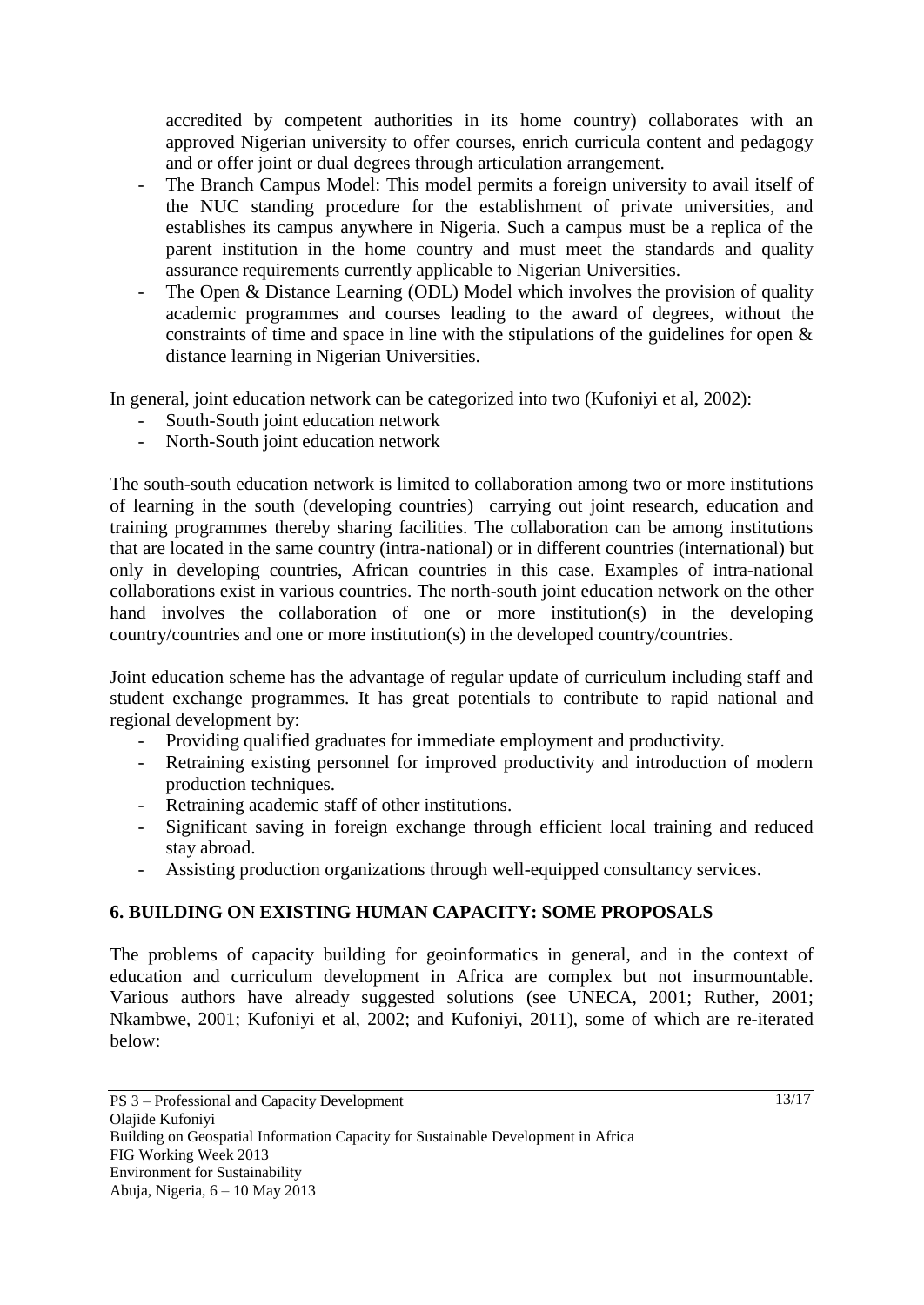accredited by competent authorities in its home country) collaborates with an approved Nigerian university to offer courses, enrich curricula content and pedagogy and or offer joint or dual degrees through articulation arrangement.

- The Branch Campus Model: This model permits a foreign university to avail itself of the NUC standing procedure for the establishment of private universities, and establishes its campus anywhere in Nigeria. Such a campus must be a replica of the parent institution in the home country and must meet the standards and quality assurance requirements currently applicable to Nigerian Universities.
- The Open & Distance Learning (ODL) Model which involves the provision of quality academic programmes and courses leading to the award of degrees, without the constraints of time and space in line with the stipulations of the guidelines for open & distance learning in Nigerian Universities.

In general, joint education network can be categorized into two (Kufoniyi et al, 2002):

- South-South joint education network
- North-South joint education network

The south-south education network is limited to collaboration among two or more institutions of learning in the south (developing countries) carrying out joint research, education and training programmes thereby sharing facilities. The collaboration can be among institutions that are located in the same country (intra-national) or in different countries (international) but only in developing countries, African countries in this case. Examples of intra-national collaborations exist in various countries. The north-south joint education network on the other hand involves the collaboration of one or more institution(s) in the developing country/countries and one or more institution(s) in the developed country/countries.

Joint education scheme has the advantage of regular update of curriculum including staff and student exchange programmes. It has great potentials to contribute to rapid national and regional development by:

- Providing qualified graduates for immediate employment and productivity.
- Retraining existing personnel for improved productivity and introduction of modern production techniques.
- Retraining academic staff of other institutions.
- Significant saving in foreign exchange through efficient local training and reduced stay abroad.
- Assisting production organizations through well-equipped consultancy services.

## 6. BUILDING ON EXISTING HUMAN CAPACITY: SOME PROPOSALS

The problems of capacity building for geoinformatics in general, and in the context of education and curriculum development in Africa are complex but not insurmountable. Various authors have already suggested solutions (see UNECA, 2001; Ruther, 2001; Nkambwe, 2001; Kufoniyi et al, 2002; and Kufoniyi, 2011), some of which are re-iterated below: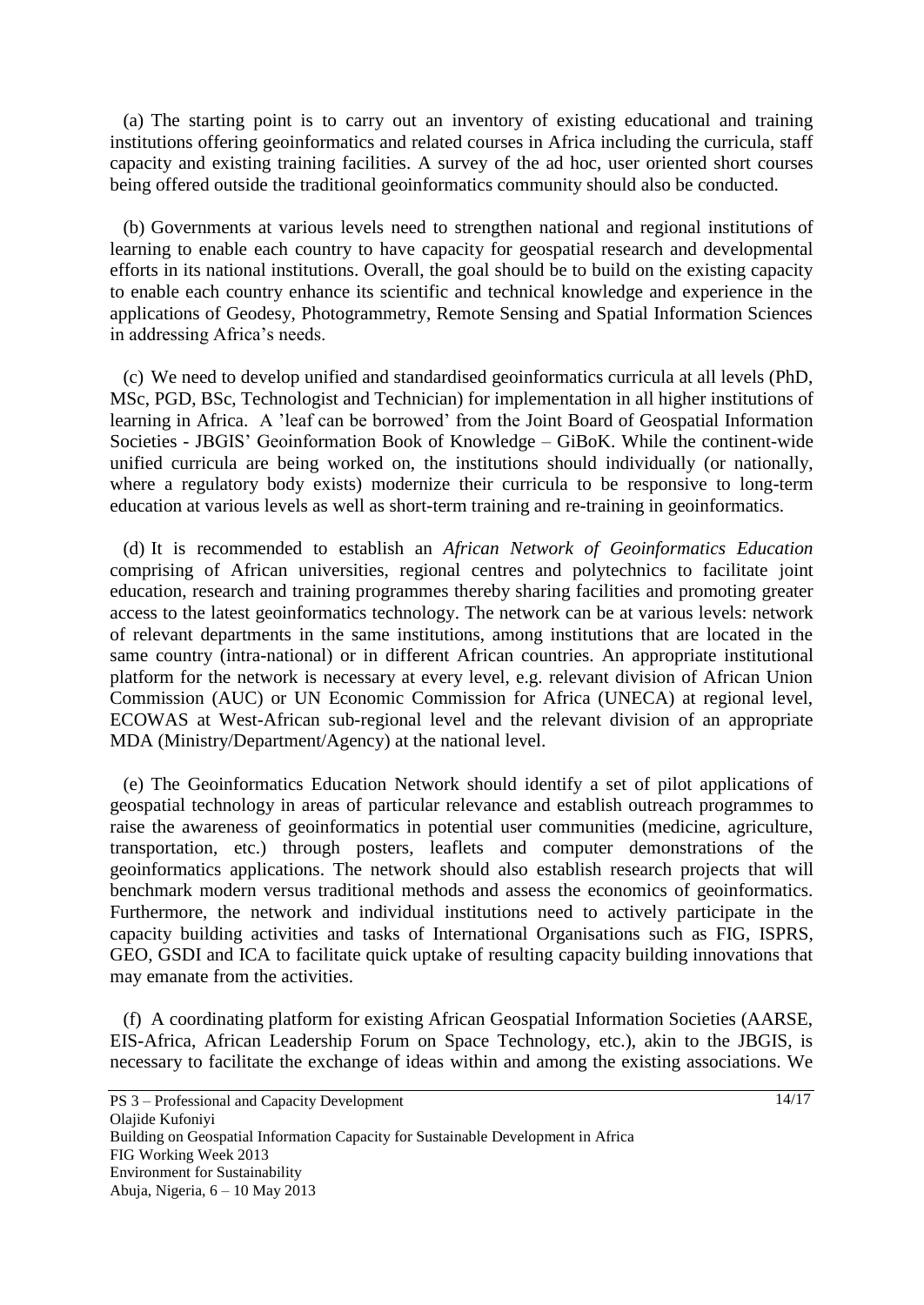(a) The starting point is to carry out an inventory of existing educational and training institutions offering geoinformatics and related courses in Africa including the curricula, staff capacity and existing training facilities. A survey of the ad hoc, user oriented short courses being offered outside the traditional geoinformatics community should also be conducted.

(b) Governments at various levels need to strengthen national and regional institutions of learning to enable each country to have capacity for geospatial research and developmental efforts in its national institutions. Overall, the goal should be to build on the existing capacity to enable each country enhance its scientific and technical knowledge and experience in the applications of Geodesy, Photogrammetry, Remote Sensing and Spatial Information Sciences in addressing Africa's needs.

(c) We need to develop unified and standardised geoinformatics curricula at all levels (PhD, MSc, PGD, BSc, Technologist and Technician) for implementation in all higher institutions of learning in Africa. A 'leaf can be borrowed' from the Joint Board of Geospatial Information Societies - JBGIS' Geoinformation Book of Knowledge – GiBoK. While the continent-wide unified curricula are being worked on, the institutions should individually (or nationally, where a regulatory body exists) modernize their curricula to be responsive to long-term education at various levels as well as short-term training and re-training in geoinformatics.

(d) It is recommended to establish an *African Network of Geoinformatics Education* comprising of African universities, regional centres and polytechnics to facilitate joint education, research and training programmes thereby sharing facilities and promoting greater access to the latest geoinformatics technology. The network can be at various levels: network of relevant departments in the same institutions, among institutions that are located in the same country (intra-national) or in different African countries. An appropriate institutional platform for the network is necessary at every level, e.g. relevant division of African Union Commission (AUC) or UN Economic Commission for Africa (UNECA) at regional level, ECOWAS at West-African sub-regional level and the relevant division of an appropriate MDA (Ministry/Department/Agency) at the national level.

(e) The Geoinformatics Education Network should identify a set of pilot applications of geospatial technology in areas of particular relevance and establish outreach programmes to raise the awareness of geoinformatics in potential user communities (medicine, agriculture, transportation, etc.) through posters, leaflets and computer demonstrations of the geoinformatics applications. The network should also establish research projects that will benchmark modern versus traditional methods and assess the economics of geoinformatics. Furthermore, the network and individual institutions need to actively participate in the capacity building activities and tasks of International Organisations such as FIG, ISPRS, GEO, GSDI and ICA to facilitate quick uptake of resulting capacity building innovations that may emanate from the activities.

(f) A coordinating platform for existing African Geospatial Information Societies (AARSE, EIS-Africa, African Leadership Forum on Space Technology, etc.), akin to the JBGIS, is necessary to facilitate the exchange of ideas within and among the existing associations. We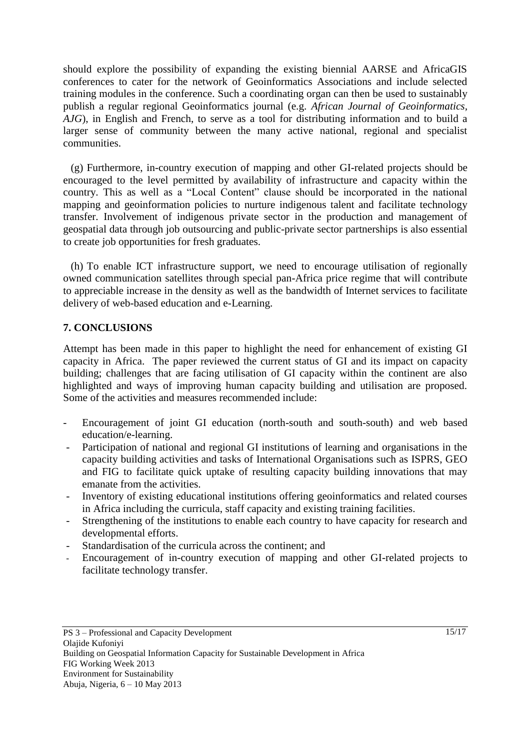should explore the possibility of expanding the existing biennial AARSE and AfricaGIS conferences to cater for the network of Geoinformatics Associations and include selected training modules in the conference. Such a coordinating organ can then be used to sustainably publish a regular regional Geoinformatics journal (e.g. *African Journal of Geoinformatics, AJG*), in English and French, to serve as a tool for distributing information and to build a larger sense of community between the many active national, regional and specialist communities.

(g) Furthermore, in-country execution of mapping and other GI-related projects should be encouraged to the level permitted by availability of infrastructure and capacity within the country. This as well as a "Local Content" clause should be incorporated in the national mapping and geoinformation policies to nurture indigenous talent and facilitate technology transfer. Involvement of indigenous private sector in the production and management of geospatial data through job outsourcing and public-private sector partnerships is also essential to create job opportunities for fresh graduates.

(h) To enable ICT infrastructure support, we need to encourage utilisation of regionally owned communication satellites through special pan-Africa price regime that will contribute to appreciable increase in the density as well as the bandwidth of Internet services to facilitate delivery of web-based education and e-Learning.

## 7. CONCLUSIONS

Attempt has been made in this paper to highlight the need for enhancement of existing GI capacity in Africa. The paper reviewed the current status of GI and its impact on capacity building; challenges that are facing utilisation of GI capacity within the continent are also highlighted and ways of improving human capacity building and utilisation are proposed. Some of the activities and measures recommended include:

- Encouragement of joint GI education (north-south and south-south) and web based education/e-learning.
- Participation of national and regional GI institutions of learning and organisations in the capacity building activities and tasks of International Organisations such as ISPRS, GEO and FIG to facilitate quick uptake of resulting capacity building innovations that may emanate from the activities.
- Inventory of existing educational institutions offering geoinformatics and related courses in Africa including the curricula, staff capacity and existing training facilities.
- Strengthening of the institutions to enable each country to have capacity for research and developmental efforts.
- Standardisation of the curricula across the continent; and
- Encouragement of in-country execution of mapping and other GI-related projects to facilitate technology transfer.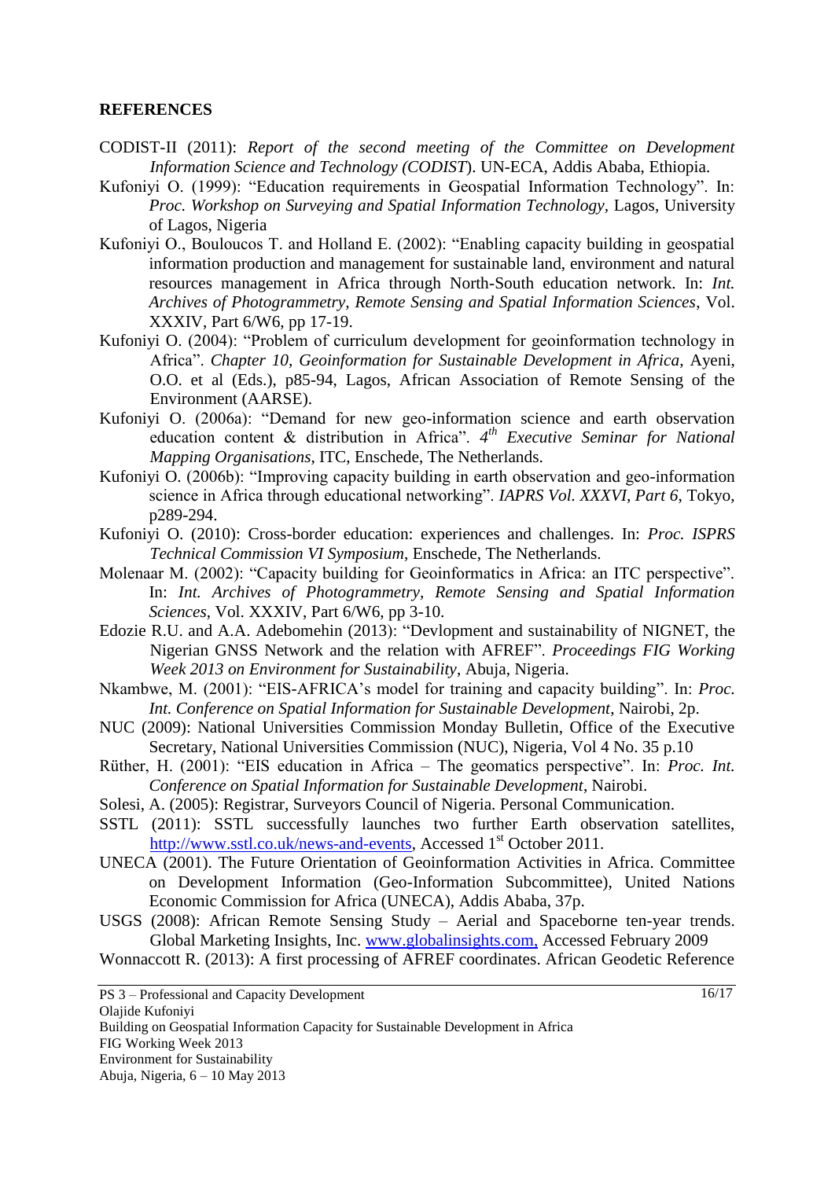## REFERENCES

CODIST-II (2011): *Report of the second meeting of the Committee on Development Information Science and Technology (CODIST*). UN-ECA, Addis Ababa, Ethiopia.

Kufoniyi O. (1999): "Education requirements in Geospatial Information Technology". In: *Proc. Workshop on Surveying and Spatial Information Technology*, Lagos, University of Lagos, Nigeria

Kufoniyi O., Bouloucos T. and Holland E. (2002): "Enabling capacity building in geospatial information production and management for sustainable land, environment and natural resources management in Africa through North-South education network. In: *Int. Archives of Photogrammetry, Remote Sensing and Spatial Information Sciences*, Vol. XXXIV, Part 6/W6, pp 17-19.

Kufoniyi O. (2004): "Problem of curriculum development for geoinformation technology in Africa". *Chapter 10, Geoinformation for Sustainable Development in Africa*, Ayeni, O.O. et al (Eds.), p85-94, Lagos, African Association of Remote Sensing of the Environment (AARSE).

Kufoniyi O. (2006a): "Demand for new geo-information science and earth observation education content & distribution in Africa". *4th Executive Seminar for National Mapping Organisations*, ITC, Enschede, The Netherlands.

Kufoniyi O. (2006b): "Improving capacity building in earth observation and geo-information science in Africa through educational networking". *IAPRS Vol. XXXVI, Part 6*, Tokyo, p289-294.

Kufoniyi O. (2010): Cross-border education: experiences and challenges. In: *Proc. ISPRS Technical Commission VI Symposium*, Enschede, The Netherlands.

Molenaar M. (2002): "Capacity building for Geoinformatics in Africa: an ITC perspective". In: *Int. Archives of Photogrammetry, Remote Sensing and Spatial Information Sciences*, Vol. XXXIV, Part 6/W6, pp 3-10.

Edozie R.U. and A.A. Adebomehin (2013): "Devlopment and sustainability of NIGNET, the Nigerian GNSS Network and the relation with AFREF". *Proceedings FIG Working Week 2013 on Environment for Sustainability*, Abuja, Nigeria.

Nkambwe, M. (2001): "EIS-AFRICA's model for training and capacity building". In: *Proc. Int. Conference on Spatial Information for Sustainable Development*, Nairobi, 2p.

NUC (2009): National Universities Commission Monday Bulletin, Office of the Executive Secretary, National Universities Commission (NUC), Nigeria, Vol 4 No. 35 p.10

Rüther, H. (2001): "EIS education in Africa – The geomatics perspective". In: *Proc. Int. Conference on Spatial Information for Sustainable Development*, Nairobi.

Solesi, A. (2005): Registrar, Surveyors Council of Nigeria. Personal Communication.

SSTL (2011): SSTL successfully launches two further Earth observation satellites, http://www.sstl.co.uk/news-and-events, Accessed 1st October 2011.

UNECA (2001). The Future Orientation of Geoinformation Activities in Africa. Committee on Development Information (Geo-Information Subcommittee), United Nations Economic Commission for Africa (UNECA), Addis Ababa, 37p.

USGS (2008): African Remote Sensing Study – Aerial and Spaceborne ten-year trends. Global Marketing Insights, Inc. www.globalinsights.com, Accessed February 2009

Wonnacott R. (2013): A first processing of AFREF coordinates. African Geodetic Reference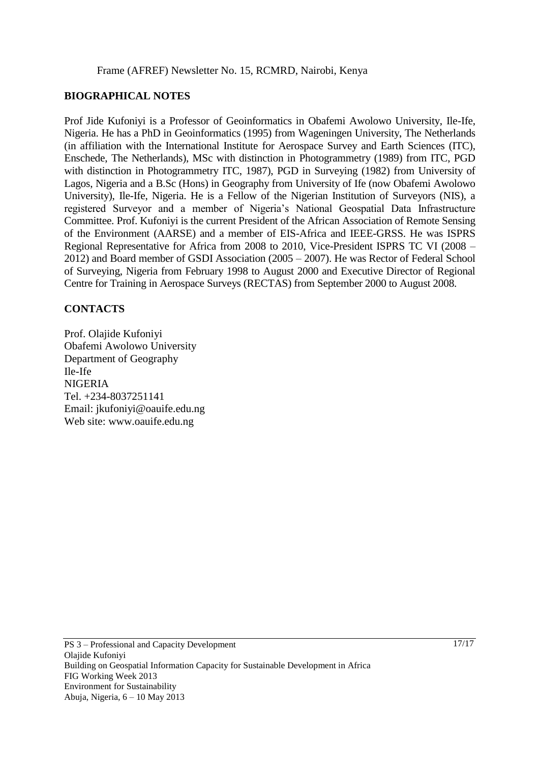Frame (AFREF) Newsletter No. 15, RCMRD, Nairobi, Kenya

## BIOGRAPHICAL NOTES

Prof Jide Kufoniyi is a Professor of Geoinformatics in Obafemi Awolowo University, Ile-Ife, Nigeria. He has a PhD in Geoinformatics (1995) from Wageningen University, The Netherlands (in affiliation with the International Institute for Aerospace Survey and Earth Sciences (ITC), Enschede, The Netherlands), MSc with distinction in Photogrammetry (1989) from ITC, PGD with distinction in Photogrammetry ITC, 1987), PGD in Surveying (1982) from University of Lagos, Nigeria and a B.Sc (Hons) in Geography from University of Ife (now Obafemi Awolowo University), Ile-Ife, Nigeria. He is a Fellow of the Nigerian Institution of Surveyors (NIS), a registered Surveyor and a member of Nigeria's National Geospatial Data Infrastructure Committee. Prof. Kufoniyi is the current President of the African Association of Remote Sensing of the Environment (AARSE) and a member of EIS-Africa and IEEE-GRSS. He was ISPRS Regional Representative for Africa from 2008 to 2010, Vice-President ISPRS TC VI (2008 – 2012) and Board member of GSDI Association (2005 – 2007). He was Rector of Federal School of Surveying, Nigeria from February 1998 to August 2000 and Executive Director of Regional Centre for Training in Aerospace Surveys (RECTAS) from September 2000 to August 2008.

## CONTACTS

Prof. Olajide Kufoniyi  
Obafemi Awolowo University  
Department of Geography  
Ile-Ife  
NIGERIA  
Tel. +234-8037251141  
Email: jkufoniyi@oauife.edu.ng  
Web site: www.oauife.edu.ng